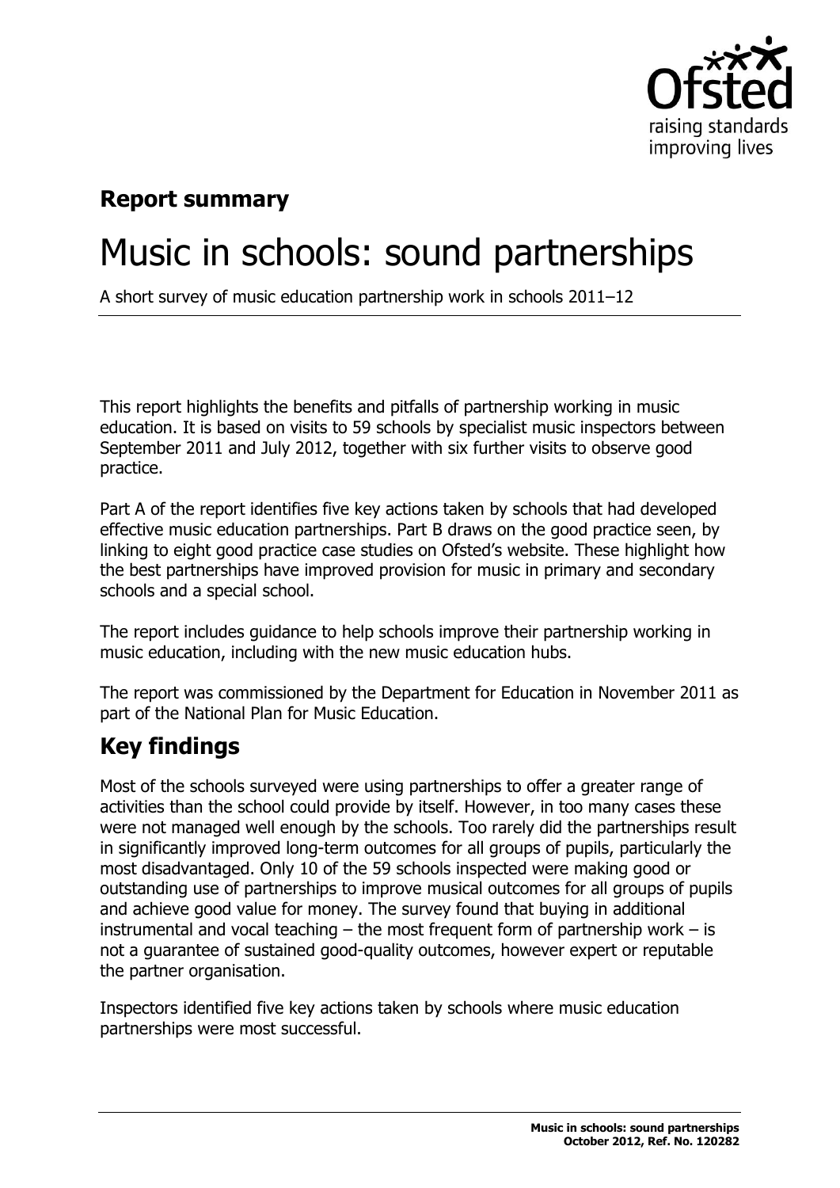**Report summary**

# Music in schools: sound partnerships

A short survey of music education partnership work in schools 2011–12

This report highlights the benefits and pitfalls of partnership working in music education. It is based on visits to 59 schools by specialist music inspectors between September 2011 and July 2012, together with six further visits to observe good practice.

Part A of the report identifies five key actions taken by schools that had developed effective music education partnerships. Part B draws on the good practice seen, by linking to eight good practice case studies on Ofsted's website. These highlight how the best partnerships have improved provision for music in primary and secondary schools and a special school.

The report includes guidance to help schools improve their partnership working in music education, including with the new music education hubs.

The report was commissioned by the Department for Education in November 2011 as part of the National Plan for Music Education.

## Key findings

Most of the schools surveyed were using partnerships to offer a greater range of activities than the school could provide by itself. However, in too many cases these were not managed well enough by the schools. Too rarely did the partnerships result in significantly improved long-term outcomes for all groups of pupils, particularly the most disadvantaged. Only 10 of the 59 schools inspected were making good or outstanding use of partnerships to improve musical outcomes for all groups of pupils and achieve good value for money. The survey found that buying in additional instrumental and vocal teaching – the most frequent form of partnership work – is not a guarantee of sustained good-quality outcomes, however expert or reputable the partner organisation.

Inspectors identified five key actions taken by schools where music education partnerships were most successful.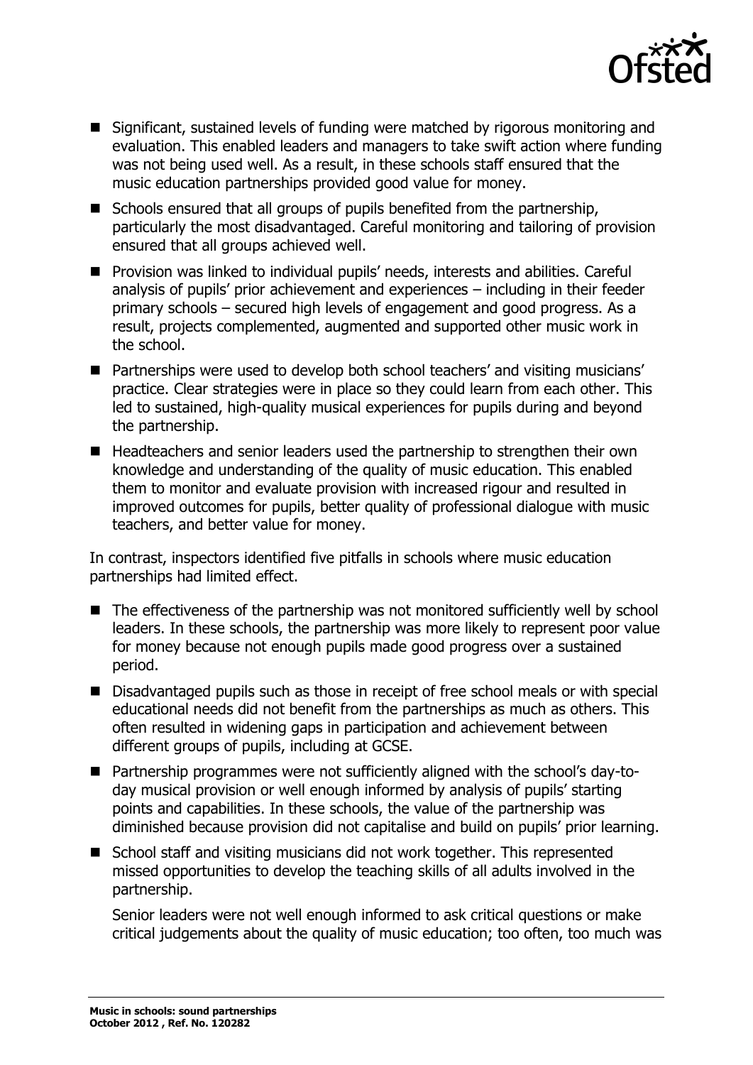- Significant, sustained levels of funding were matched by rigorous monitoring and evaluation. This enabled leaders and managers to take swift action where funding was not being used well. As a result, in these schools staff ensured that the music education partnerships provided good value for money.
- Schools ensured that all groups of pupils benefited from the partnership, particularly the most disadvantaged. Careful monitoring and tailoring of provision ensured that all groups achieved well.
- Provision was linked to individual pupils' needs, interests and abilities. Careful analysis of pupils' prior achievement and experiences – including in their feeder primary schools – secured high levels of engagement and good progress. As a result, projects complemented, augmented and supported other music work in the school.
- Partnerships were used to develop both school teachers' and visiting musicians' practice. Clear strategies were in place so they could learn from each other. This led to sustained, high-quality musical experiences for pupils during and beyond the partnership.
- Headteachers and senior leaders used the partnership to strengthen their own knowledge and understanding of the quality of music education. This enabled them to monitor and evaluate provision with increased rigour and resulted in improved outcomes for pupils, better quality of professional dialogue with music teachers, and better value for money.

In contrast, inspectors identified five pitfalls in schools where music education partnerships had limited effect.

- The effectiveness of the partnership was not monitored sufficiently well by school leaders. In these schools, the partnership was more likely to represent poor value for money because not enough pupils made good progress over a sustained period.
- Disadvantaged pupils such as those in receipt of free school meals or with special educational needs did not benefit from the partnerships as much as others. This often resulted in widening gaps in participation and achievement between different groups of pupils, including at GCSE.
- Partnership programmes were not sufficiently aligned with the school's day-to-day musical provision or well enough informed by analysis of pupils' starting points and capabilities. In these schools, the value of the partnership was diminished because provision did not capitalise and build on pupils' prior learning.
- School staff and visiting musicians did not work together. This represented missed opportunities to develop the teaching skills of all adults involved in the partnership.

  Senior leaders were not well enough informed to ask critical questions or make critical judgements about the quality of music education; too often, too much was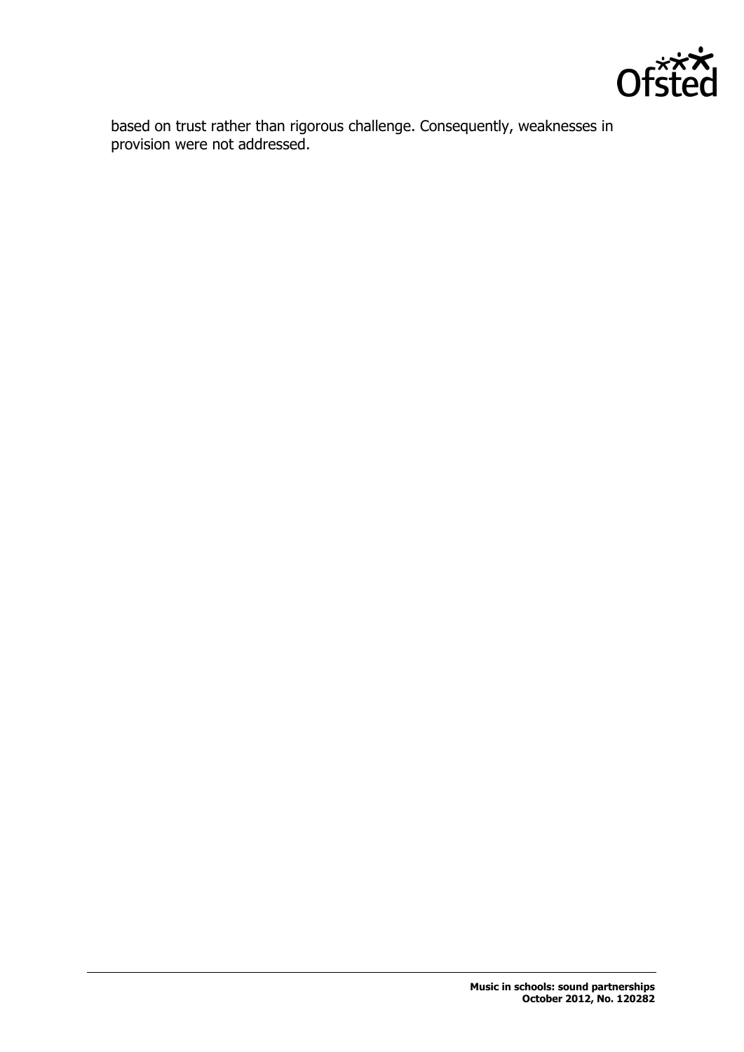based on trust rather than rigorous challenge. Consequently, weaknesses in provision were not addressed.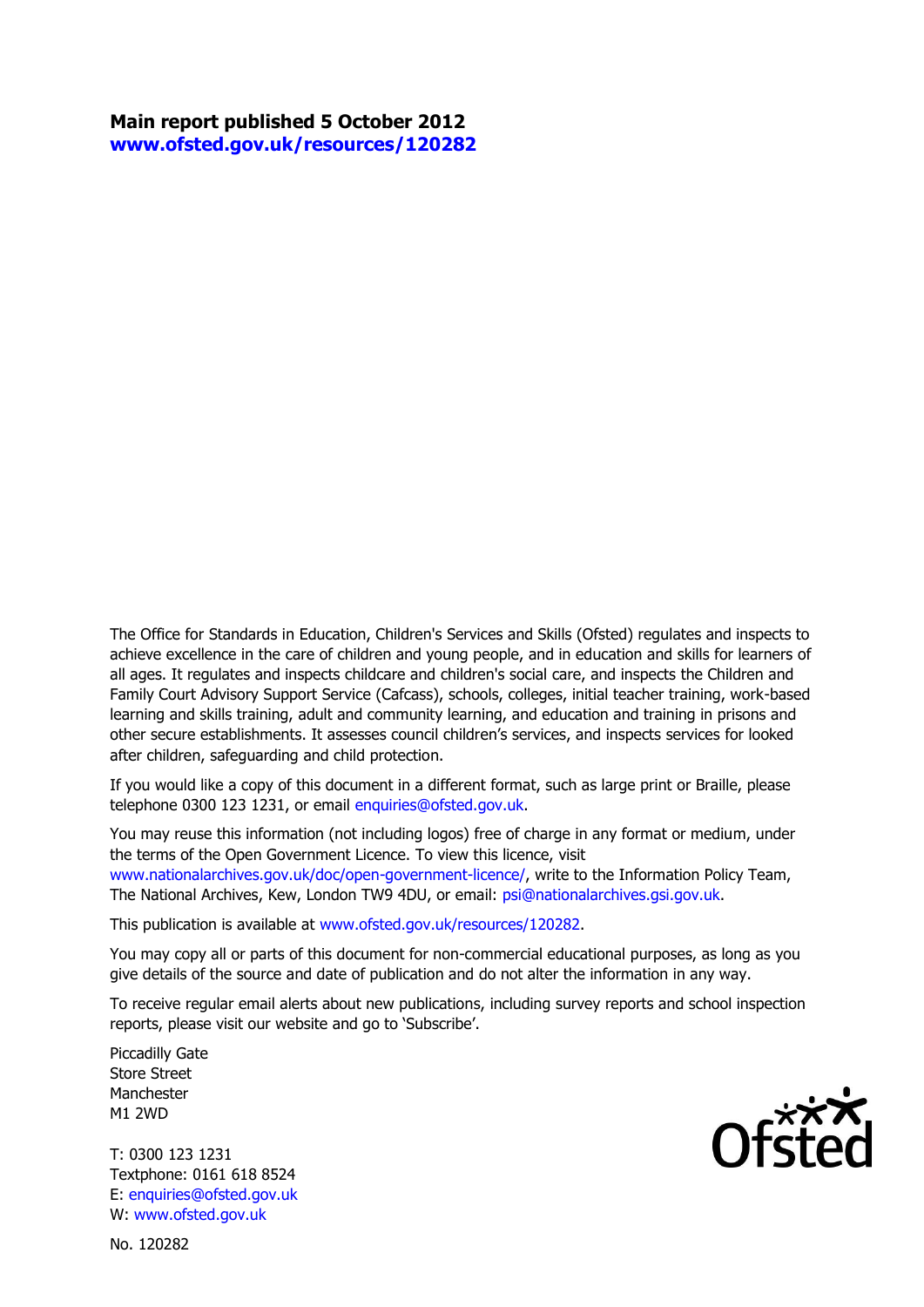**Main report published 5 October 2012**
**www.ofsted.gov.uk/resources/120282**

The Office for Standards in Education, Children's Services and Skills (Ofsted) regulates and inspects to achieve excellence in the care of children and young people, and in education and skills for learners of all ages. It regulates and inspects childcare and children's social care, and inspects the Children and Family Court Advisory Support Service (Cafcass), schools, colleges, initial teacher training, work-based learning and skills training, adult and community learning, and education and training in prisons and other secure establishments. It assesses council children's services, and inspects services for looked after children, safeguarding and child protection.

If you would like a copy of this document in a different format, such as large print or Braille, please telephone 0300 123 1231, or email enquiries@ofsted.gov.uk.

You may reuse this information (not including logos) free of charge in any format or medium, under the terms of the Open Government Licence. To view this licence, visit www.nationalarchives.gov.uk/doc/open-government-licence/, write to the Information Policy Team, The National Archives, Kew, London TW9 4DU, or email: psi@nationalarchives.gsi.gov.uk.

This publication is available at www.ofsted.gov.uk/resources/120282.

You may copy all or parts of this document for non-commercial educational purposes, as long as you give details of the source and date of publication and do not alter the information in any way.

To receive regular email alerts about new publications, including survey reports and school inspection reports, please visit our website and go to 'Subscribe'.

Piccadilly Gate
Store Street
Manchester
M1 2WD

T: 0300 123 1231
Textphone: 0161 618 8524
E: enquiries@ofsted.gov.uk
W: www.ofsted.gov.uk

No. 120282

Ofsted